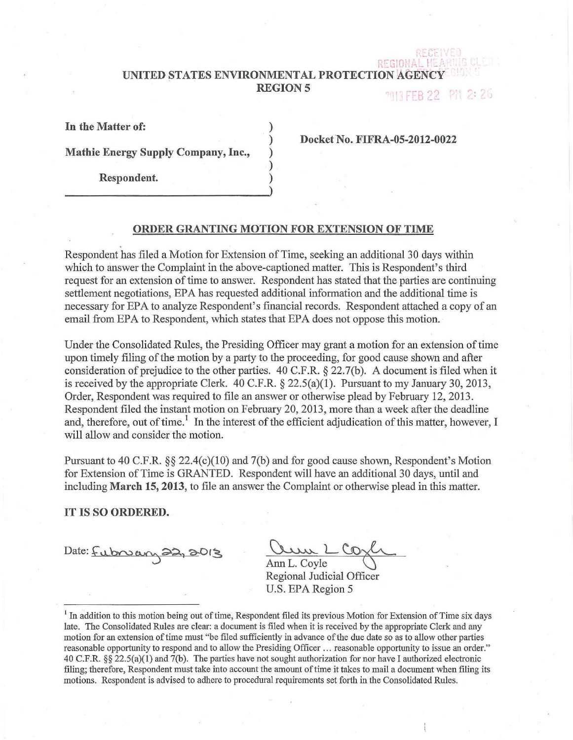RECEIVED
REGIONAL HEARING CLERK
REGION 5
2013 FEB 22 PM 2:26

**UNITED STATES ENVIRONMENTAL PROTECTION AGENCY**
**REGION 5**

| | | |
|---|---|---|
| **In the Matter of:** | ) | |
| | ) | **Docket No. FIFRA-05-2012-0022** |
| **Mathie Energy Supply Company, Inc.,** | ) | |
| | ) | |
| **Respondent.** | ) | |

## ORDER GRANTING MOTION FOR EXTENSION OF TIME

Respondent has filed a Motion for Extension of Time, seeking an additional 30 days within which to answer the Complaint in the above-captioned matter. This is Respondent's third request for an extension of time to answer. Respondent has stated that the parties are continuing settlement negotiations, EPA has requested additional information and the additional time is necessary for EPA to analyze Respondent's financial records. Respondent attached a copy of an email from EPA to Respondent, which states that EPA does not oppose this motion.

Under the Consolidated Rules, the Presiding Officer may grant a motion for an extension of time upon timely filing of the motion by a party to the proceeding, for good cause shown and after consideration of prejudice to the other parties. 40 C.F.R. § 22.7(b). A document is filed when it is received by the appropriate Clerk. 40 C.F.R. § 22.5(a)(1). Pursuant to my January 30, 2013, Order, Respondent was required to file an answer or otherwise plead by February 12, 2013. Respondent filed the instant motion on February 20, 2013, more than a week after the deadline and, therefore, out of time.[1] In the interest of the efficient adjudication of this matter, however, I will allow and consider the motion.

Pursuant to 40 C.F.R. §§ 22.4(c)(10) and 7(b) and for good cause shown, Respondent's Motion for Extension of Time is GRANTED. Respondent will have an additional 30 days, until and including **March 15, 2013**, to file an answer the Complaint or otherwise plead in this matter.

**IT IS SO ORDERED.**

Date: February 22, 2013

Ann L. Coyle
Ann L. Coyle
Regional Judicial Officer
U.S. EPA Region 5

---

[1] In addition to this motion being out of time, Respondent filed its previous Motion for Extension of Time six days late. The Consolidated Rules are clear: a document is filed when it is received by the appropriate Clerk and any motion for an extension of time must "be filed sufficiently in advance of the due date so as to allow other parties reasonable opportunity to respond and to allow the Presiding Officer ... reasonable opportunity to issue an order." 40 C.F.R. §§ 22.5(a)(1) and 7(b). The parties have not sought authorization for nor have I authorized electronic filing; therefore, Respondent must take into account the amount of time it takes to mail a document when filing its motions. Respondent is advised to adhere to procedural requirements set forth in the Consolidated Rules.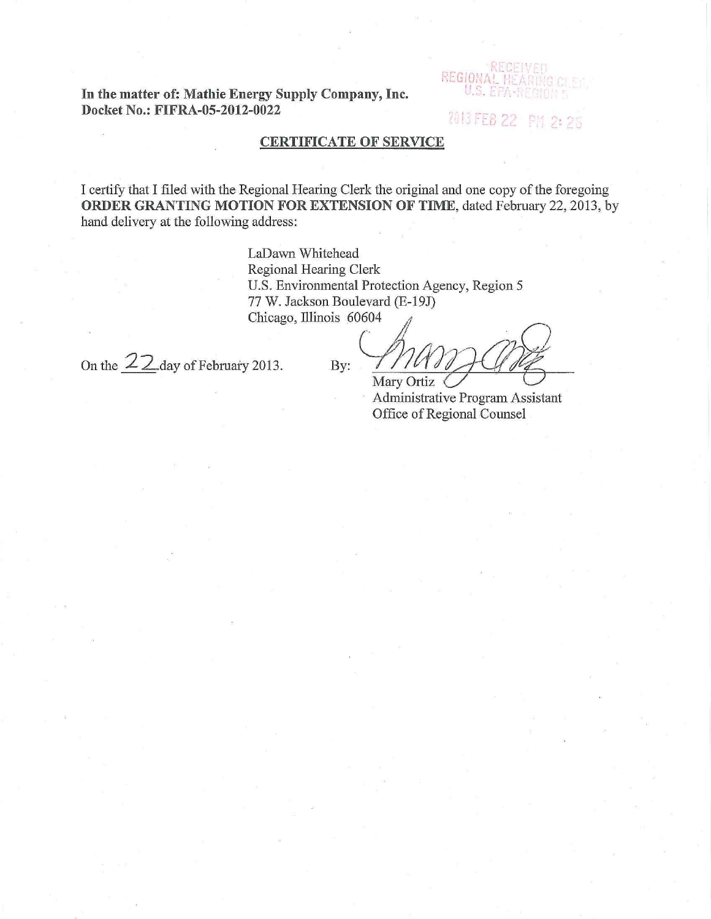**In the matter of: Mathie Energy Supply Company, Inc.**
**Docket No.: FIFRA-05-2012-0022**

RECEIVED
REGIONAL HEARING CLERK
U.S. EPA-REGION 5

2013 FEB 22 PM 2:25

## CERTIFICATE OF SERVICE

I certify that I filed with the Regional Hearing Clerk the original and one copy of the foregoing **ORDER GRANTING MOTION FOR EXTENSION OF TIME**, dated February 22, 2013, by hand delivery at the following address:

LaDawn Whitehead
Regional Hearing Clerk
U.S. Environmental Protection Agency, Region 5
77 W. Jackson Boulevard (E-19J)
Chicago, Illinois 60604

On the 22 day of February 2013.

By: 

Mary Ortiz
Administrative Program Assistant
Office of Regional Counsel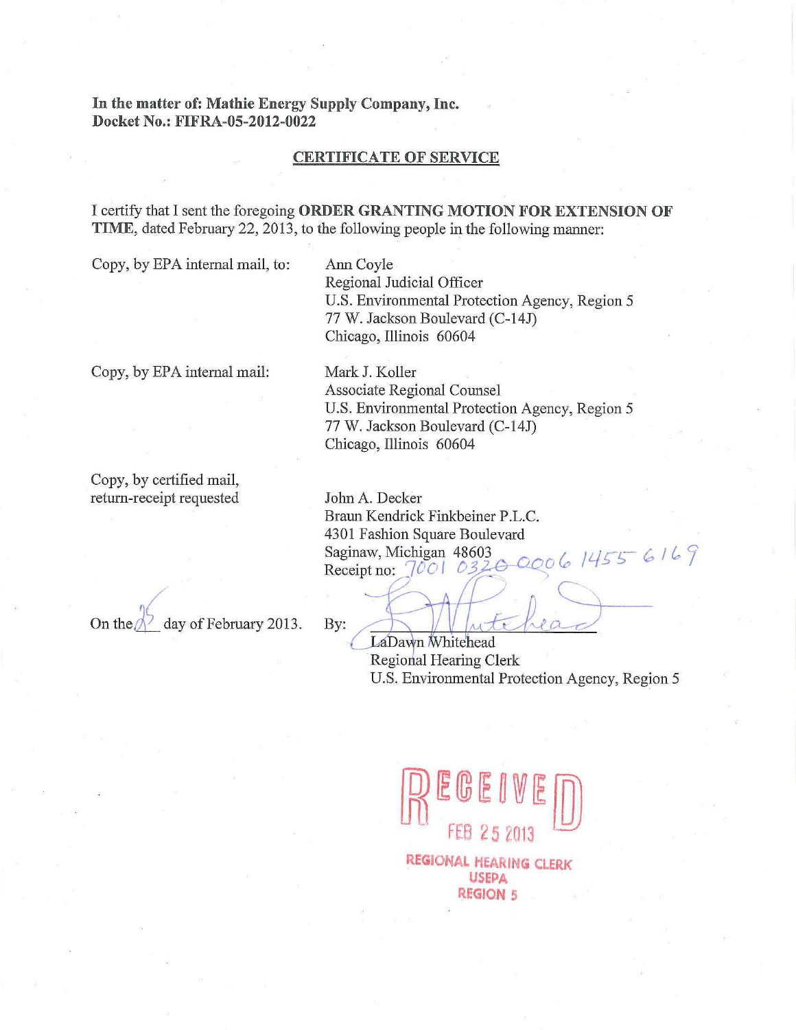**In the matter of: Mathie Energy Supply Company, Inc.**
**Docket No.: FIFRA-05-2012-0022**

**CERTIFICATE OF SERVICE**

I certify that I sent the foregoing **ORDER GRANTING MOTION FOR EXTENSION OF TIME**, dated February 22, 2013, to the following people in the following manner:

Copy, by EPA internal mail, to:

Ann Coyle
Regional Judicial Officer
U.S. Environmental Protection Agency, Region 5
77 W. Jackson Boulevard (C-14J)
Chicago, Illinois 60604

Copy, by EPA internal mail:

Mark J. Koller
Associate Regional Counsel
U.S. Environmental Protection Agency, Region 5
77 W. Jackson Boulevard (C-14J)
Chicago, Illinois 60604

Copy, by certified mail, return-receipt requested

John A. Decker
Braun Kendrick Finkbeiner P.L.C.
4301 Fashion Square Boulevard
Saginaw, Michigan 48603
Receipt no: 7001 0320 0006 1455 6169

On the 25 day of February 2013.

By: ______________________
LaDawn Whitehead
Regional Hearing Clerk
U.S. Environmental Protection Agency, Region 5

RECEIVED
FEB 25 2013
REGIONAL HEARING CLERK
USEPA
REGION 5